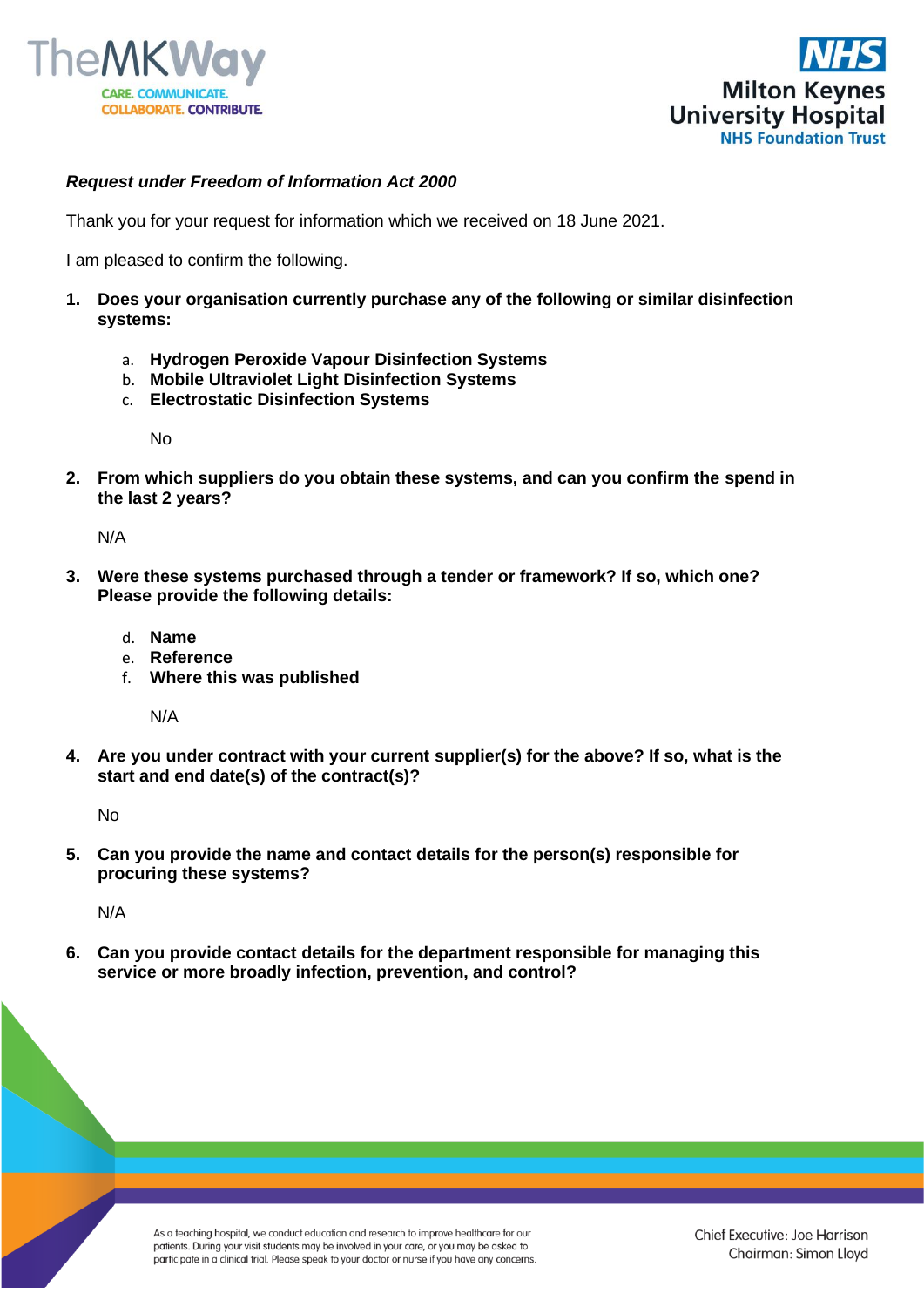*Request under Freedom of Information Act 2000*

Thank you for your request for information which we received on 18 June 2021.

I am pleased to confirm the following.

1. **Does your organisation currently purchase any of the following or similar disinfection systems:**

   a. **Hydrogen Peroxide Vapour Disinfection Systems**
   b. **Mobile Ultraviolet Light Disinfection Systems**
   c. **Electrostatic Disinfection Systems**

      No

2. **From which suppliers do you obtain these systems, and can you confirm the spend in the last 2 years?**

   N/A

3. **Were these systems purchased through a tender or framework? If so, which one? Please provide the following details:**

   d. **Name**
   e. **Reference**
   f. **Where this was published**

      N/A

4. **Are you under contract with your current supplier(s) for the above? If so, what is the start and end date(s) of the contract(s)?**

   No

5. **Can you provide the name and contact details for the person(s) responsible for procuring these systems?**

   N/A

6. **Can you provide contact details for the department responsible for managing this service or more broadly infection, prevention, and control?**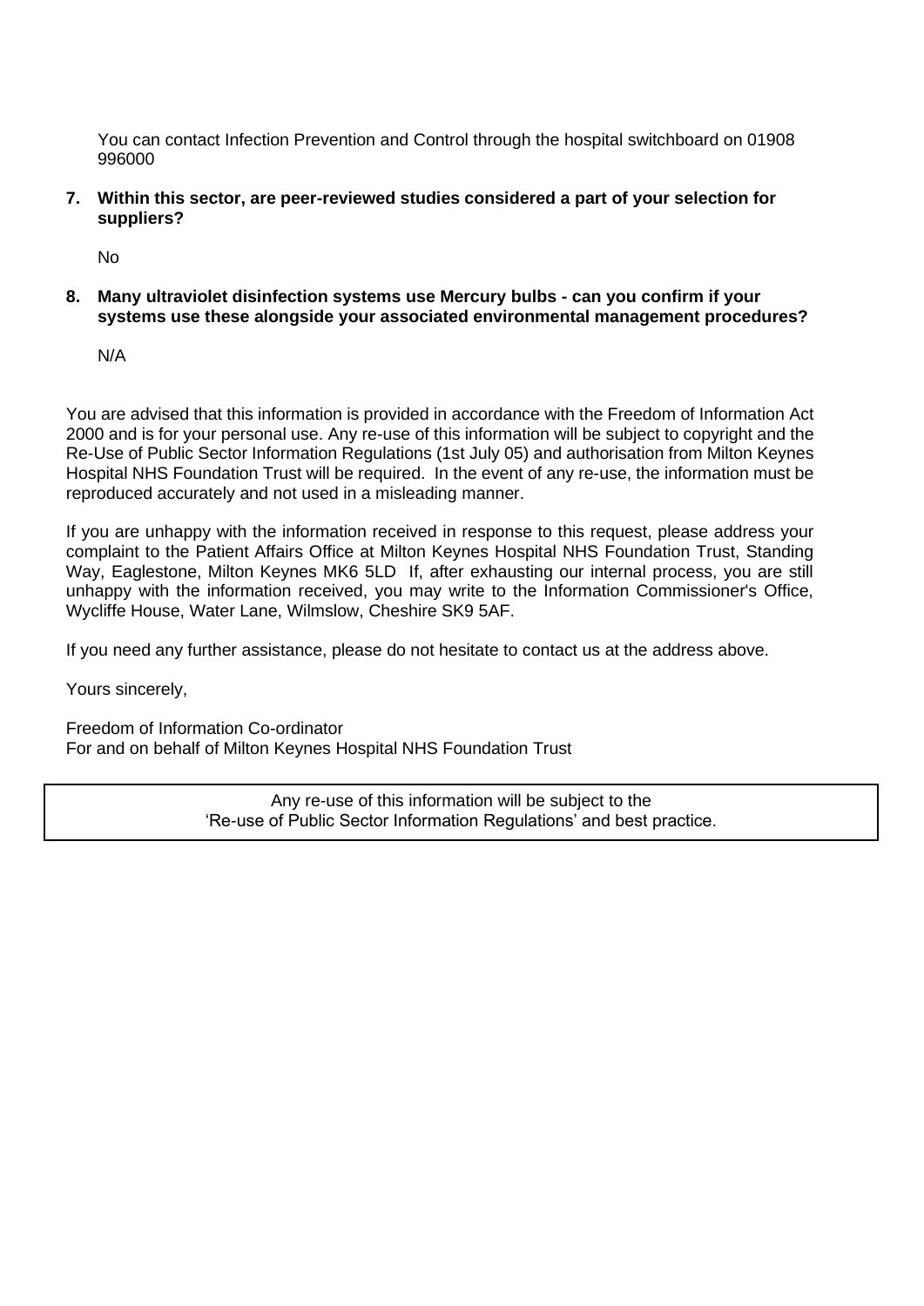You can contact Infection Prevention and Control through the hospital switchboard on 01908 996000

7. **Within this sector, are peer-reviewed studies considered a part of your selection for suppliers?**

   No

8. **Many ultraviolet disinfection systems use Mercury bulbs - can you confirm if your systems use these alongside your associated environmental management procedures?**

   N/A

You are advised that this information is provided in accordance with the Freedom of Information Act 2000 and is for your personal use. Any re-use of this information will be subject to copyright and the Re-Use of Public Sector Information Regulations (1st July 05) and authorisation from Milton Keynes Hospital NHS Foundation Trust will be required. In the event of any re-use, the information must be reproduced accurately and not used in a misleading manner.

If you are unhappy with the information received in response to this request, please address your complaint to the Patient Affairs Office at Milton Keynes Hospital NHS Foundation Trust, Standing Way, Eaglestone, Milton Keynes MK6 5LD If, after exhausting our internal process, you are still unhappy with the information received, you may write to the Information Commissioner's Office, Wycliffe House, Water Lane, Wilmslow, Cheshire SK9 5AF.

If you need any further assistance, please do not hesitate to contact us at the address above.

Yours sincerely,

Freedom of Information Co-ordinator
For and on behalf of Milton Keynes Hospital NHS Foundation Trust

Any re-use of this information will be subject to the
'Re-use of Public Sector Information Regulations' and best practice.